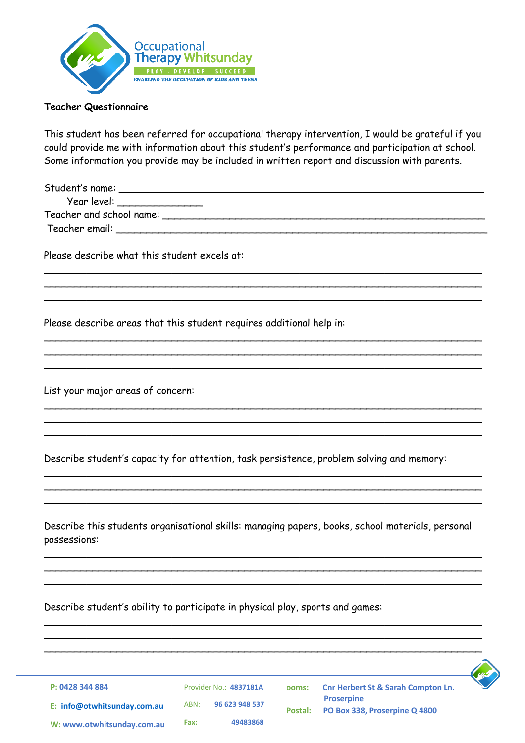Occupational Therapy Whitsunday

PLAY . DEVELOP . SUCCEED

ENABLING THE OCCUPATION OF KIDS AND TEENS

**Teacher Questionnaire**

This student has been referred for occupational therapy intervention, I would be grateful if you could provide me with information about this student's performance and participation at school. Some information you provide may be included in written report and discussion with parents.

Student's name: ______________________________________________

Year level: _______________

Teacher and school name: ______________________________________

Teacher email: _______________________________________________

Please describe what this student excels at:

________________________________________________________________

________________________________________________________________

________________________________________________________________

Please describe areas that this student requires additional help in:

________________________________________________________________

________________________________________________________________

________________________________________________________________

List your major areas of concern:

________________________________________________________________

________________________________________________________________

________________________________________________________________

Describe student's capacity for attention, task persistence, problem solving and memory:

________________________________________________________________

________________________________________________________________

________________________________________________________________

Describe this students organisational skills: managing papers, books, school materials, personal possessions:

________________________________________________________________

________________________________________________________________

________________________________________________________________

Describe student's ability to participate in physical play, sports and games:

________________________________________________________________

________________________________________________________________

________________________________________________________________

P: 0428 344 884
E: info@otwhitsunday.com.au
W: www.otwhitsunday.com.au

Provider No.: 4837181A
ABN: 96 623 948 537
Fax: 49483868

Rooms: Cnr Herbert St & Sarah Compton Ln. Proserpine
Postal: PO Box 338, Proserpine Q 4800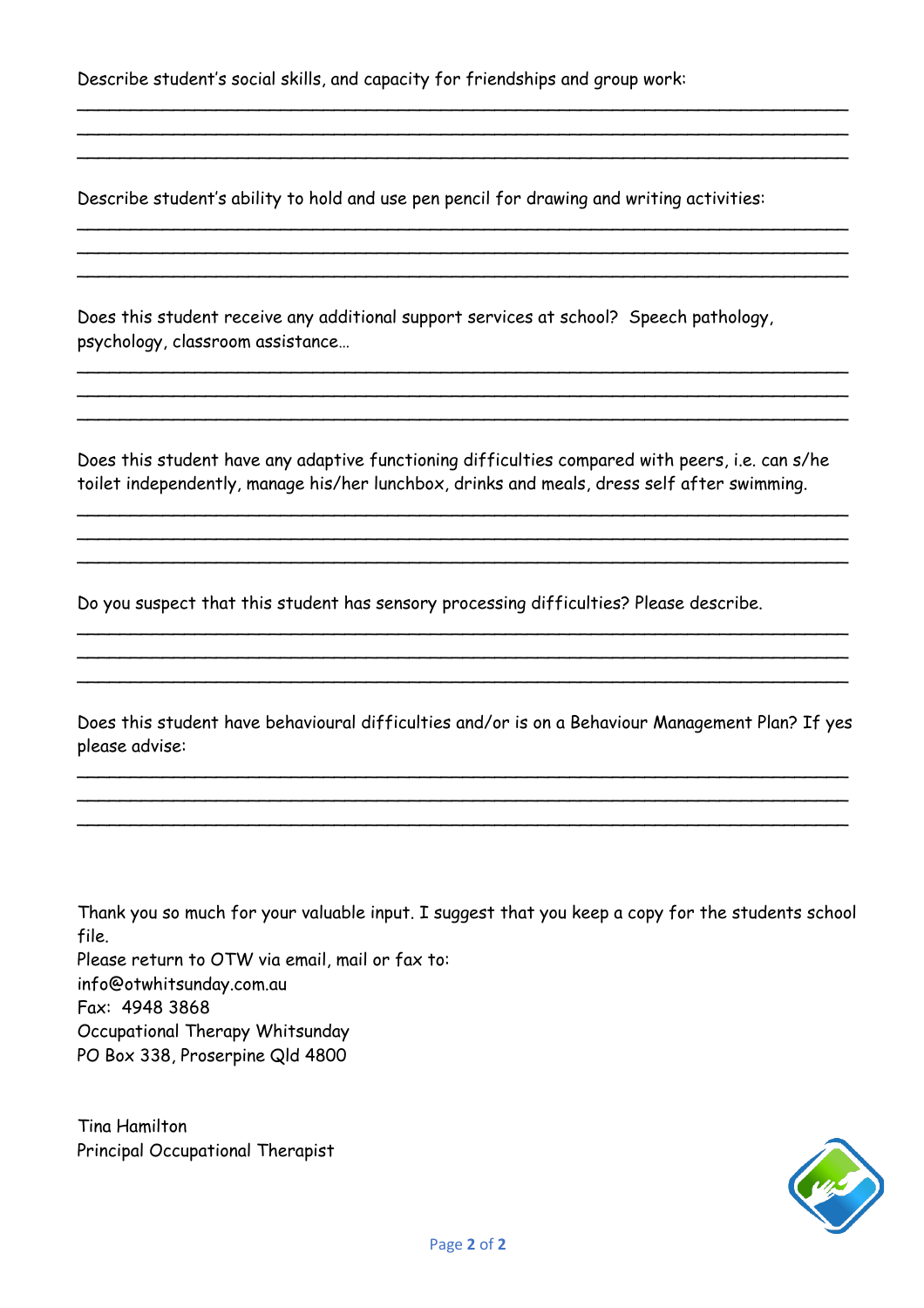Describe student's social skills, and capacity for friendships and group work:

\_\_\_\_\_\_\_\_\_\_\_\_\_\_\_\_\_\_\_\_\_\_\_\_\_\_\_\_\_\_\_\_\_\_\_\_\_\_\_\_\_\_\_\_\_\_\_\_\_\_\_\_\_\_\_\_\_\_\_\_\_\_\_\_\_\_\_\_

\_\_\_\_\_\_\_\_\_\_\_\_\_\_\_\_\_\_\_\_\_\_\_\_\_\_\_\_\_\_\_\_\_\_\_\_\_\_\_\_\_\_\_\_\_\_\_\_\_\_\_\_\_\_\_\_\_\_\_\_\_\_\_\_\_\_\_\_

\_\_\_\_\_\_\_\_\_\_\_\_\_\_\_\_\_\_\_\_\_\_\_\_\_\_\_\_\_\_\_\_\_\_\_\_\_\_\_\_\_\_\_\_\_\_\_\_\_\_\_\_\_\_\_\_\_\_\_\_\_\_\_\_\_\_\_\_

Describe student's ability to hold and use pen pencil for drawing and writing activities:

\_\_\_\_\_\_\_\_\_\_\_\_\_\_\_\_\_\_\_\_\_\_\_\_\_\_\_\_\_\_\_\_\_\_\_\_\_\_\_\_\_\_\_\_\_\_\_\_\_\_\_\_\_\_\_\_\_\_\_\_\_\_\_\_\_\_\_\_

\_\_\_\_\_\_\_\_\_\_\_\_\_\_\_\_\_\_\_\_\_\_\_\_\_\_\_\_\_\_\_\_\_\_\_\_\_\_\_\_\_\_\_\_\_\_\_\_\_\_\_\_\_\_\_\_\_\_\_\_\_\_\_\_\_\_\_\_

\_\_\_\_\_\_\_\_\_\_\_\_\_\_\_\_\_\_\_\_\_\_\_\_\_\_\_\_\_\_\_\_\_\_\_\_\_\_\_\_\_\_\_\_\_\_\_\_\_\_\_\_\_\_\_\_\_\_\_\_\_\_\_\_\_\_\_\_

Does this student receive any additional support services at school? Speech pathology, psychology, classroom assistance…

\_\_\_\_\_\_\_\_\_\_\_\_\_\_\_\_\_\_\_\_\_\_\_\_\_\_\_\_\_\_\_\_\_\_\_\_\_\_\_\_\_\_\_\_\_\_\_\_\_\_\_\_\_\_\_\_\_\_\_\_\_\_\_\_\_\_\_\_

\_\_\_\_\_\_\_\_\_\_\_\_\_\_\_\_\_\_\_\_\_\_\_\_\_\_\_\_\_\_\_\_\_\_\_\_\_\_\_\_\_\_\_\_\_\_\_\_\_\_\_\_\_\_\_\_\_\_\_\_\_\_\_\_\_\_\_\_

\_\_\_\_\_\_\_\_\_\_\_\_\_\_\_\_\_\_\_\_\_\_\_\_\_\_\_\_\_\_\_\_\_\_\_\_\_\_\_\_\_\_\_\_\_\_\_\_\_\_\_\_\_\_\_\_\_\_\_\_\_\_\_\_\_\_\_\_

Does this student have any adaptive functioning difficulties compared with peers, i.e. can s/he toilet independently, manage his/her lunchbox, drinks and meals, dress self after swimming.

\_\_\_\_\_\_\_\_\_\_\_\_\_\_\_\_\_\_\_\_\_\_\_\_\_\_\_\_\_\_\_\_\_\_\_\_\_\_\_\_\_\_\_\_\_\_\_\_\_\_\_\_\_\_\_\_\_\_\_\_\_\_\_\_\_\_\_\_

\_\_\_\_\_\_\_\_\_\_\_\_\_\_\_\_\_\_\_\_\_\_\_\_\_\_\_\_\_\_\_\_\_\_\_\_\_\_\_\_\_\_\_\_\_\_\_\_\_\_\_\_\_\_\_\_\_\_\_\_\_\_\_\_\_\_\_\_

\_\_\_\_\_\_\_\_\_\_\_\_\_\_\_\_\_\_\_\_\_\_\_\_\_\_\_\_\_\_\_\_\_\_\_\_\_\_\_\_\_\_\_\_\_\_\_\_\_\_\_\_\_\_\_\_\_\_\_\_\_\_\_\_\_\_\_\_

Do you suspect that this student has sensory processing difficulties? Please describe.

\_\_\_\_\_\_\_\_\_\_\_\_\_\_\_\_\_\_\_\_\_\_\_\_\_\_\_\_\_\_\_\_\_\_\_\_\_\_\_\_\_\_\_\_\_\_\_\_\_\_\_\_\_\_\_\_\_\_\_\_\_\_\_\_\_\_\_\_

\_\_\_\_\_\_\_\_\_\_\_\_\_\_\_\_\_\_\_\_\_\_\_\_\_\_\_\_\_\_\_\_\_\_\_\_\_\_\_\_\_\_\_\_\_\_\_\_\_\_\_\_\_\_\_\_\_\_\_\_\_\_\_\_\_\_\_\_

\_\_\_\_\_\_\_\_\_\_\_\_\_\_\_\_\_\_\_\_\_\_\_\_\_\_\_\_\_\_\_\_\_\_\_\_\_\_\_\_\_\_\_\_\_\_\_\_\_\_\_\_\_\_\_\_\_\_\_\_\_\_\_\_\_\_\_\_

Does this student have behavioural difficulties and/or is on a Behaviour Management Plan? If yes please advise:

\_\_\_\_\_\_\_\_\_\_\_\_\_\_\_\_\_\_\_\_\_\_\_\_\_\_\_\_\_\_\_\_\_\_\_\_\_\_\_\_\_\_\_\_\_\_\_\_\_\_\_\_\_\_\_\_\_\_\_\_\_\_\_\_\_\_\_\_

\_\_\_\_\_\_\_\_\_\_\_\_\_\_\_\_\_\_\_\_\_\_\_\_\_\_\_\_\_\_\_\_\_\_\_\_\_\_\_\_\_\_\_\_\_\_\_\_\_\_\_\_\_\_\_\_\_\_\_\_\_\_\_\_\_\_\_\_

\_\_\_\_\_\_\_\_\_\_\_\_\_\_\_\_\_\_\_\_\_\_\_\_\_\_\_\_\_\_\_\_\_\_\_\_\_\_\_\_\_\_\_\_\_\_\_\_\_\_\_\_\_\_\_\_\_\_\_\_\_\_\_\_\_\_\_\_

Thank you so much for your valuable input. I suggest that you keep a copy for the students school file.
Please return to OTW via email, mail or fax to:
info@otwhitsunday.com.au
Fax: 4948 3868
Occupational Therapy Whitsunday
PO Box 338, Proserpine Qld 4800

Tina Hamilton
Principal Occupational Therapist